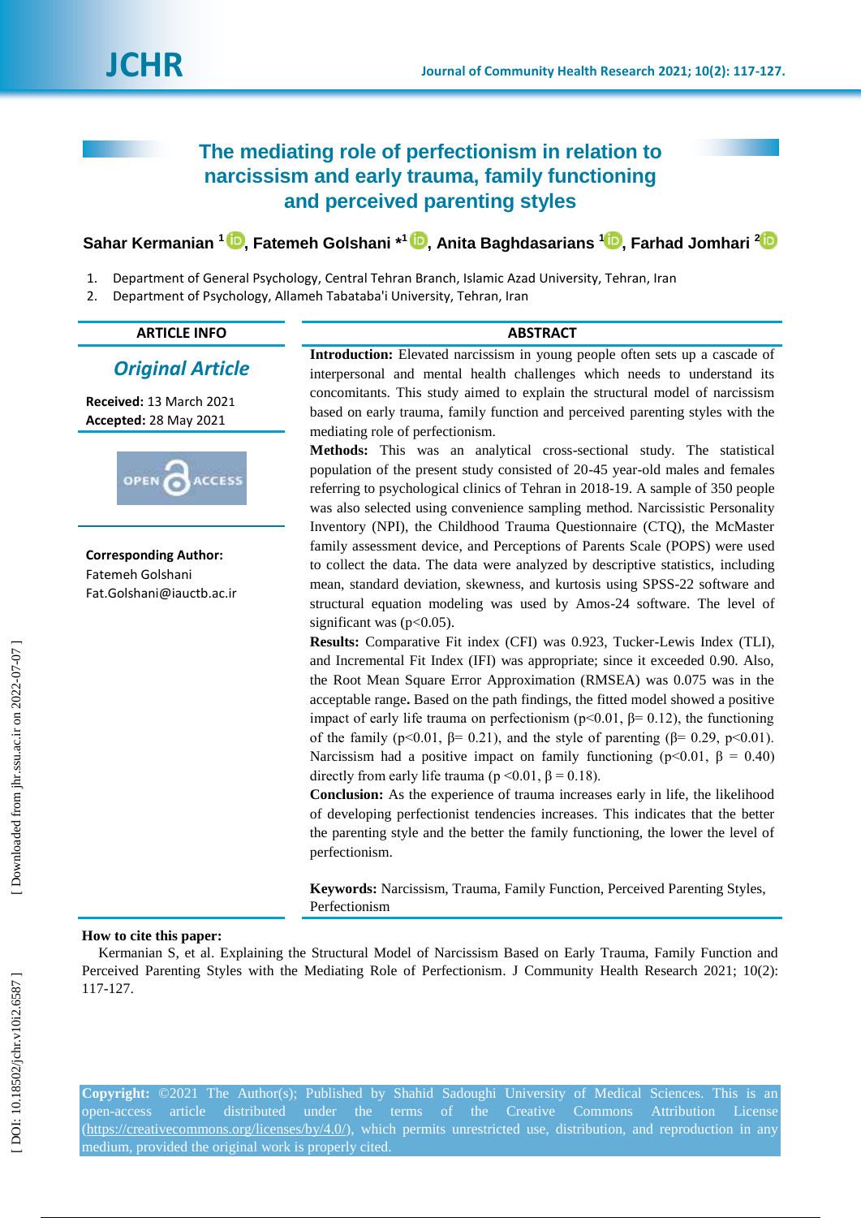# The mediating role of perfectionism in relation to narcissism and early trauma, family functioning and perceived parenting styles

**Sahar Kermanian [1], Fatemeh Golshani *[1], Anita Baghdasarians [1], Farhad Jomhari [2]**

1. Department of General Psychology, Central Tehran Branch, Islamic Azad University, Tehran, Iran
2. Department of Psychology, Allameh Tabataba'i University, Tehran, Iran

**ARTICLE INFO**

***Original Article***

**Received:** 13 March 2021
**Accepted:** 28 May 2021

**Corresponding Author:**
Fatemeh Golshani
Fat.Golshani@iauctb.ac.ir

**ABSTRACT**

**Introduction:** Elevated narcissism in young people often sets up a cascade of interpersonal and mental health challenges which needs to understand its concomitants. This study aimed to explain the structural model of narcissism based on early trauma, family function and perceived parenting styles with the mediating role of perfectionism.

**Methods:** This was an analytical cross-sectional study. The statistical population of the present study consisted of 20-45 year-old males and females referring to psychological clinics of Tehran in 2018-19. A sample of 350 people was also selected using convenience sampling method. Narcissistic Personality Inventory (NPI), the Childhood Trauma Questionnaire (CTQ), the McMaster family assessment device, and Perceptions of Parents Scale (POPS) were used to collect the data. The data were analyzed by descriptive statistics, including mean, standard deviation, skewness, and kurtosis using SPSS-22 software and structural equation modeling was used by Amos-24 software. The level of significant was ($p<0.05$).

**Results:** Comparative Fit index (CFI) was 0.923, Tucker-Lewis Index (TLI), and Incremental Fit Index (IFI) was appropriate; since it exceeded 0.90. Also, the Root Mean Square Error Approximation (RMSEA) was 0.075 was in the acceptable range**.** Based on the path findings, the fitted model showed a positive impact of early life trauma on perfectionism ($p<0.01$, $\beta= 0.12$), the functioning of the family ($p<0.01$, $\beta= 0.21$), and the style of parenting ($\beta= 0.29$, $p<0.01$). Narcissism had a positive impact on family functioning ($p<0.01$, $\beta = 0.40$) directly from early life trauma ($p <0.01$, $\beta = 0.18$).

**Conclusion:** As the experience of trauma increases early in life, the likelihood of developing perfectionist tendencies increases. This indicates that the better the parenting style and the better the family functioning, the lower the level of perfectionism.

**Keywords:** Narcissism, Trauma, Family Function, Perceived Parenting Styles, Perfectionism

**How to cite this paper:**
Kermanian S, et al. Explaining the Structural Model of Narcissism Based on Early Trauma, Family Function and Perceived Parenting Styles with the Mediating Role of Perfectionism. J Community Health Research 2021; 10(2): 117-127.

**Copyright:** ©2021 The Author(s); Published by Shahid Sadoughi University of Medical Sciences. This is an open-access article distributed under the terms of the Creative Commons Attribution License (https://creativecommons.org/licenses/by/4.0/), which permits unrestricted use, distribution, and reproduction in any medium, provided the original work is properly cited.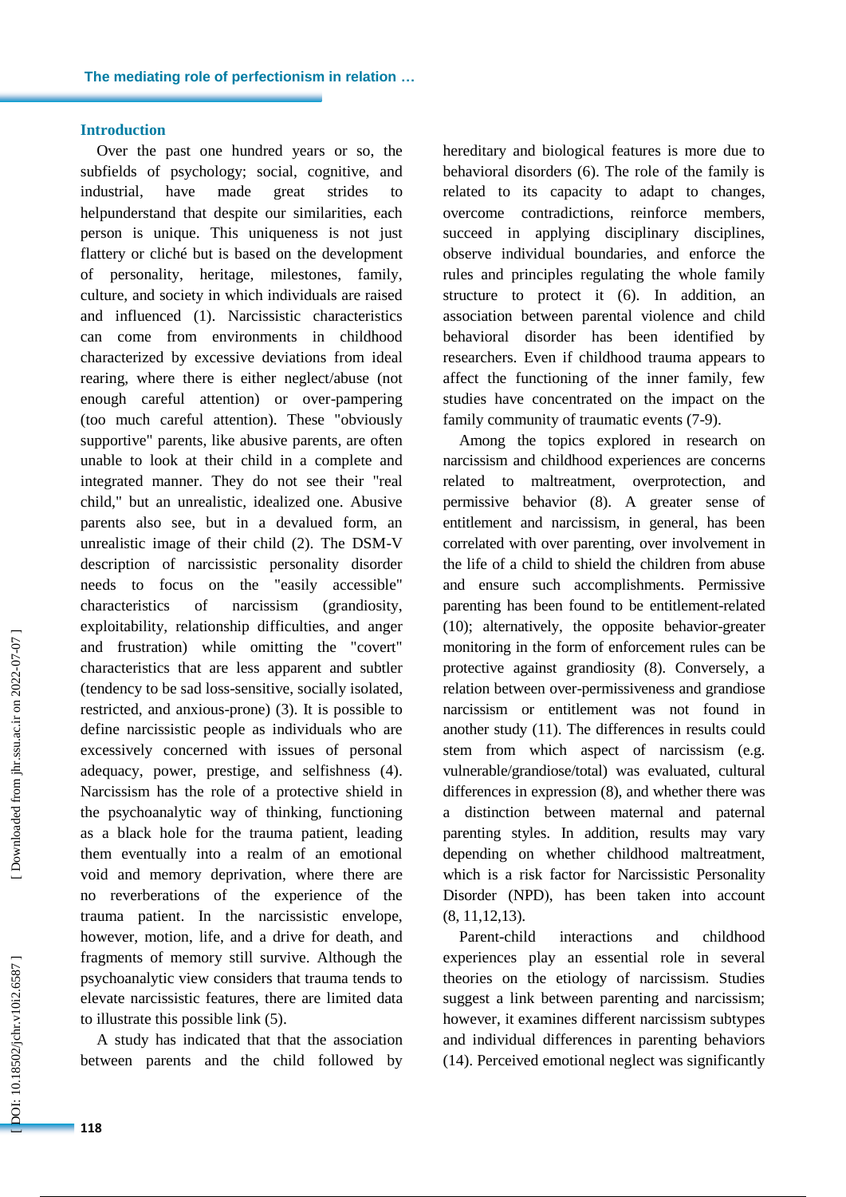## Introduction

Over the past one hundred years or so, the subfields of psychology; social, cognitive, and industrial, have made great strides to helpunderstand that despite our similarities, each person is unique. This uniqueness is not just flattery or cliché but is based on the development of personality, heritage, milestones, family, culture, and society in which individuals are raised and influenced (1). Narcissistic characteristics can come from environments in childhood characterized by excessive deviations from ideal rearing, where there is either neglect/abuse (not enough careful attention) or over-pampering (too much careful attention). These "obviously supportive" parents, like abusive parents, are often unable to look at their child in a complete and integrated manner. They do not see their "real child," but an unrealistic, idealized one. Abusive parents also see, but in a devalued form, an unrealistic image of their child (2). The DSM-V description of narcissistic personality disorder needs to focus on the "easily accessible" characteristics of narcissism (grandiosity, exploitability, relationship difficulties, and anger and frustration) while omitting the "covert" characteristics that are less apparent and subtler (tendency to be sad loss-sensitive, socially isolated, restricted, and anxious-prone) (3). It is possible to define narcissistic people as individuals who are excessively concerned with issues of personal adequacy, power, prestige, and selfishness (4). Narcissism has the role of a protective shield in the psychoanalytic way of thinking, functioning as a black hole for the trauma patient, leading them eventually into a realm of an emotional void and memory deprivation, where there are no reverberations of the experience of the trauma patient. In the narcissistic envelope, however, motion, life, and a drive for death, and fragments of memory still survive. Although the psychoanalytic view considers that trauma tends to elevate narcissistic features, there are limited data to illustrate this possible link (5).

A study has indicated that that the association between parents and the child followed by hereditary and biological features is more due to behavioral disorders (6). The role of the family is related to its capacity to adapt to changes, overcome contradictions, reinforce members, succeed in applying disciplinary disciplines, observe individual boundaries, and enforce the rules and principles regulating the whole family structure to protect it (6). In addition, an association between parental violence and child behavioral disorder has been identified by researchers. Even if childhood trauma appears to affect the functioning of the inner family, few studies have concentrated on the impact on the family community of traumatic events (7-9).

Among the topics explored in research on narcissism and childhood experiences are concerns related to maltreatment, overprotection, and permissive behavior (8). A greater sense of entitlement and narcissism, in general, has been correlated with over parenting, over involvement in the life of a child to shield the children from abuse and ensure such accomplishments. Permissive parenting has been found to be entitlement-related (10); alternatively, the opposite behavior-greater monitoring in the form of enforcement rules can be protective against grandiosity (8). Conversely, a relation between over-permissiveness and grandiose narcissism or entitlement was not found in another study (11). The differences in results could stem from which aspect of narcissism (e.g. vulnerable/grandiose/total) was evaluated, cultural differences in expression (8), and whether there was a distinction between maternal and paternal parenting styles. In addition, results may vary depending on whether childhood maltreatment, which is a risk factor for Narcissistic Personality Disorder (NPD), has been taken into account (8, 11,12,13).

Parent-child interactions and childhood experiences play an essential role in several theories on the etiology of narcissism. Studies suggest a link between parenting and narcissism; however, it examines different narcissism subtypes and individual differences in parenting behaviors (14). Perceived emotional neglect was significantly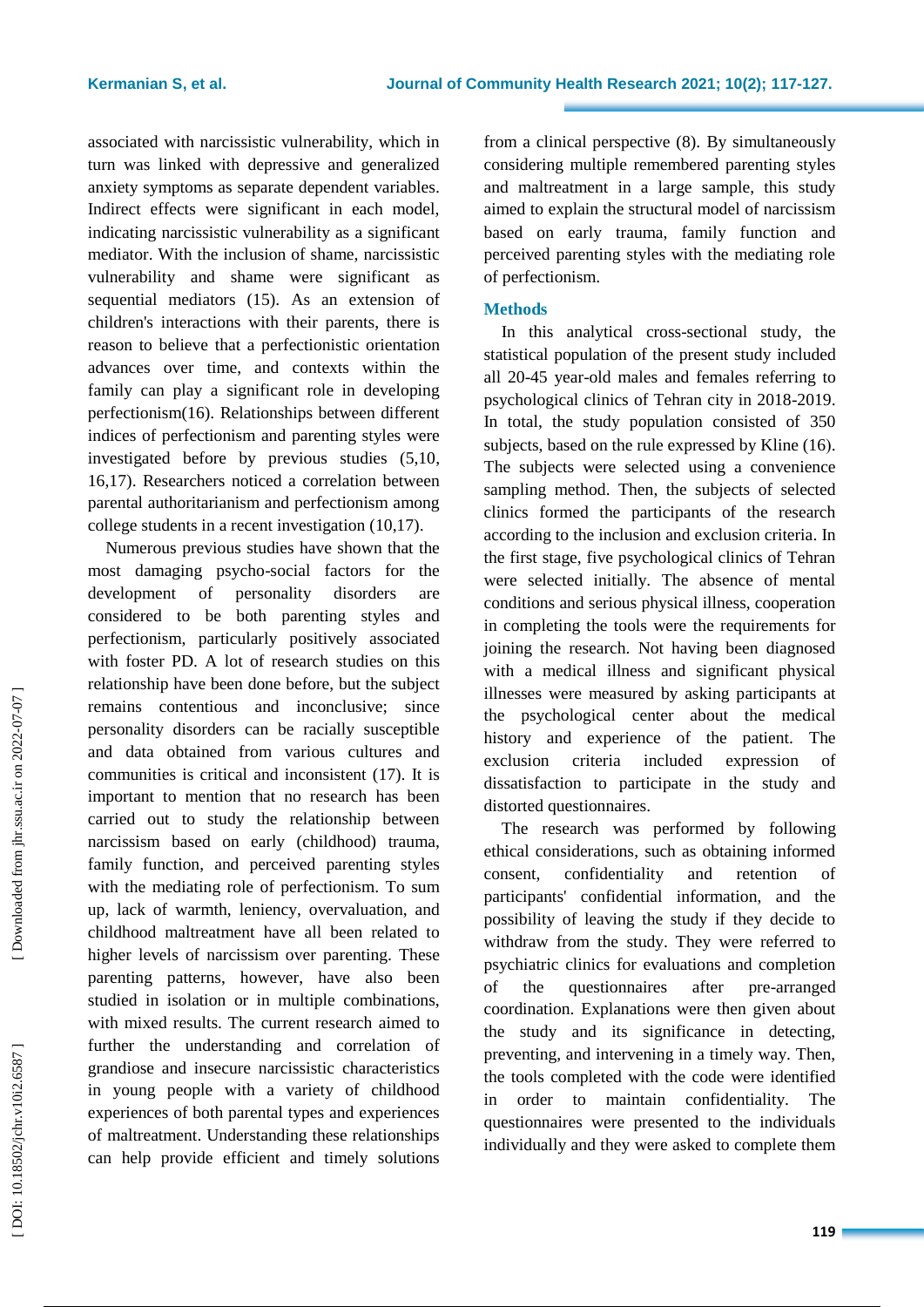associated with narcissistic vulnerability, which in turn was linked with depressive and generalized anxiety symptoms as separate dependent variables. Indirect effects were significant in each model, indicating narcissistic vulnerability as a significant mediator. With the inclusion of shame, narcissistic vulnerability and shame were significant as sequential mediators (15). As an extension of children's interactions with their parents, there is reason to believe that a perfectionistic orientation advances over time, and contexts within the family can play a significant role in developing perfectionism(16). Relationships between different indices of perfectionism and parenting styles were investigated before by previous studies (5,10, 16,17). Researchers noticed a correlation between parental authoritarianism and perfectionism among college students in a recent investigation (10,17).

Numerous previous studies have shown that the most damaging psycho-social factors for the development of personality disorders are considered to be both parenting styles and perfectionism, particularly positively associated with foster PD. A lot of research studies on this relationship have been done before, but the subject remains contentious and inconclusive; since personality disorders can be racially susceptible and data obtained from various cultures and communities is critical and inconsistent (17). It is important to mention that no research has been carried out to study the relationship between narcissism based on early (childhood) trauma, family function, and perceived parenting styles with the mediating role of perfectionism. To sum up, lack of warmth, leniency, overvaluation, and childhood maltreatment have all been related to higher levels of narcissism over parenting. These parenting patterns, however, have also been studied in isolation or in multiple combinations, with mixed results. The current research aimed to further the understanding and correlation of grandiose and insecure narcissistic characteristics in young people with a variety of childhood experiences of both parental types and experiences of maltreatment. Understanding these relationships can help provide efficient and timely solutions from a clinical perspective (8). By simultaneously considering multiple remembered parenting styles and maltreatment in a large sample, this study aimed to explain the structural model of narcissism based on early trauma, family function and perceived parenting styles with the mediating role of perfectionism.

## Methods

In this analytical cross-sectional study, the statistical population of the present study included all 20-45 year-old males and females referring to psychological clinics of Tehran city in 2018-2019. In total, the study population consisted of 350 subjects, based on the rule expressed by Kline (16). The subjects were selected using a convenience sampling method. Then, the subjects of selected clinics formed the participants of the research according to the inclusion and exclusion criteria. In the first stage, five psychological clinics of Tehran were selected initially. The absence of mental conditions and serious physical illness, cooperation in completing the tools were the requirements for joining the research. Not having been diagnosed with a medical illness and significant physical illnesses were measured by asking participants at the psychological center about the medical history and experience of the patient. The exclusion criteria included expression of dissatisfaction to participate in the study and distorted questionnaires.

The research was performed by following ethical considerations, such as obtaining informed consent, confidentiality and retention of participants' confidential information, and the possibility of leaving the study if they decide to withdraw from the study. They were referred to psychiatric clinics for evaluations and completion of the questionnaires after pre-arranged coordination. Explanations were then given about the study and its significance in detecting, preventing, and intervening in a timely way. Then, the tools completed with the code were identified in order to maintain confidentiality. The questionnaires were presented to the individuals individually and they were asked to complete them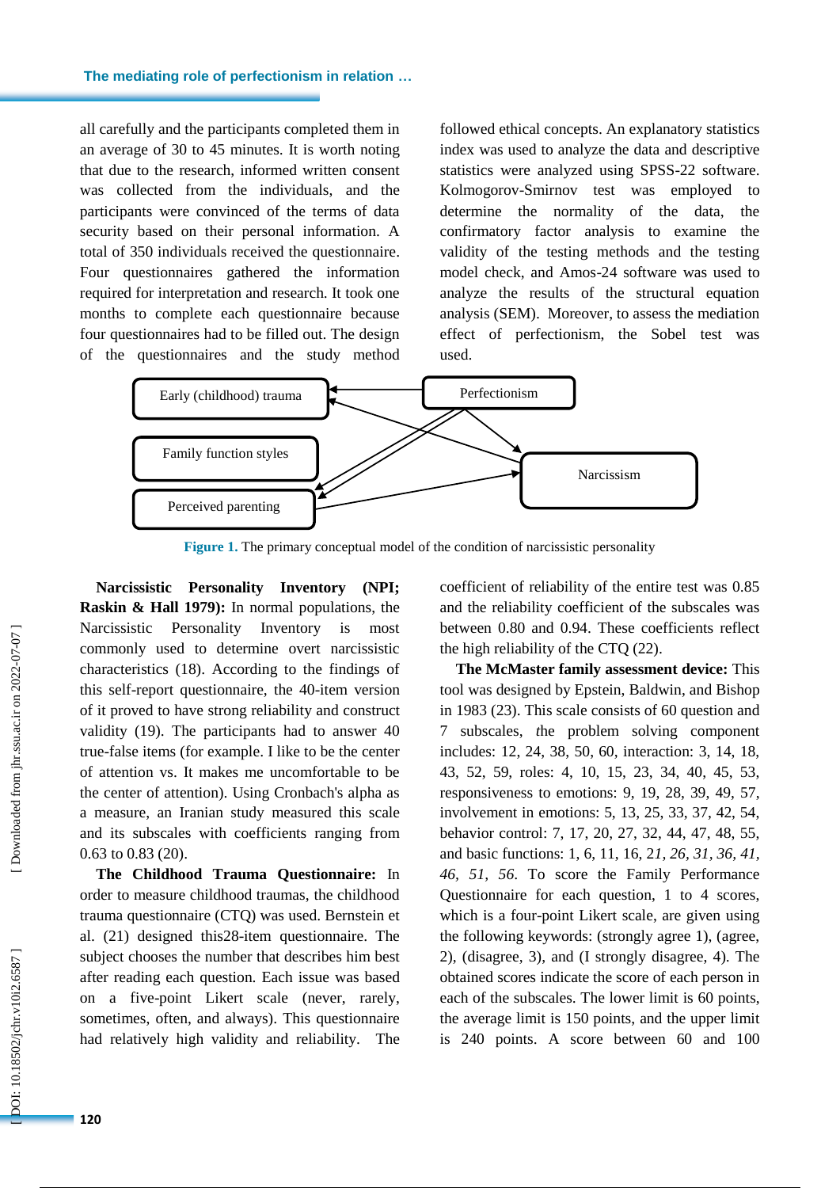all carefully and the participants completed them in an average of 30 to 45 minutes. It is worth noting that due to the research, informed written consent was collected from the individuals, and the participants were convinced of the terms of data security based on their personal information. A total of 350 individuals received the questionnaire. Four questionnaires gathered the information required for interpretation and research. It took one months to complete each questionnaire because four questionnaires had to be filled out. The design of the questionnaires and the study method followed ethical concepts. An explanatory statistics index was used to analyze the data and descriptive statistics were analyzed using SPSS-22 software. Kolmogorov-Smirnov test was employed to determine the normality of the data, the confirmatory factor analysis to examine the validity of the testing methods and the testing model check, and Amos-24 software was used to analyze the results of the structural equation analysis (SEM). Moreover, to assess the mediation effect of perfectionism, the Sobel test was used.

**Figure 1.** The primary conceptual model of the condition of narcissistic personality

**Narcissistic Personality Inventory (NPI; Raskin & Hall 1979):** In normal populations, the Narcissistic Personality Inventory is most commonly used to determine overt narcissistic characteristics (18). According to the findings of this self-report questionnaire, the 40-item version of it proved to have strong reliability and construct validity (19). The participants had to answer 40 true-false items (for example. I like to be the center of attention vs. It makes me uncomfortable to be the center of attention). Using Cronbach's alpha as a measure, an Iranian study measured this scale and its subscales with coefficients ranging from 0.63 to 0.83 (20).

**The Childhood Trauma Questionnaire:** In order to measure childhood traumas, the childhood trauma questionnaire (CTQ) was used. Bernstein et al. (21) designed this28-item questionnaire. The subject chooses the number that describes him best after reading each question. Each issue was based on a five-point Likert scale (never, rarely, sometimes, often, and always). This questionnaire had relatively high validity and reliability. The coefficient of reliability of the entire test was 0.85 and the reliability coefficient of the subscales was between 0.80 and 0.94. These coefficients reflect the high reliability of the CTQ (22).

**The McMaster family assessment device:** This tool was designed by Epstein, Baldwin, and Bishop in 1983 (23). This scale consists of 60 question and 7 subscales, *t*he problem solving component includes: 12, 24, 38, 50, 60, interaction: 3, 14, 18, 43, 52, 59, roles: 4, 10, 15, 23, 34, 40, 45, 53, responsiveness to emotions: 9, 19, 28, 39, 49, 57, involvement in emotions: 5, 13, 25, 33, 37, 42, 54, behavior control: 7, 17, 20, 27, 32, 44, 47, 48, 55, and basic functions: 1, 6, 11, 16, 2*1, 26, 31, 36, 41, 46, 51, 56*. To score the Family Performance Questionnaire for each question, 1 to 4 scores, which is a four-point Likert scale, are given using the following keywords: (strongly agree 1), (agree, 2), (disagree, 3), and (I strongly disagree, 4). The obtained scores indicate the score of each person in each of the subscales. The lower limit is 60 points, the average limit is 150 points, and the upper limit is 240 points. A score between 60 and 100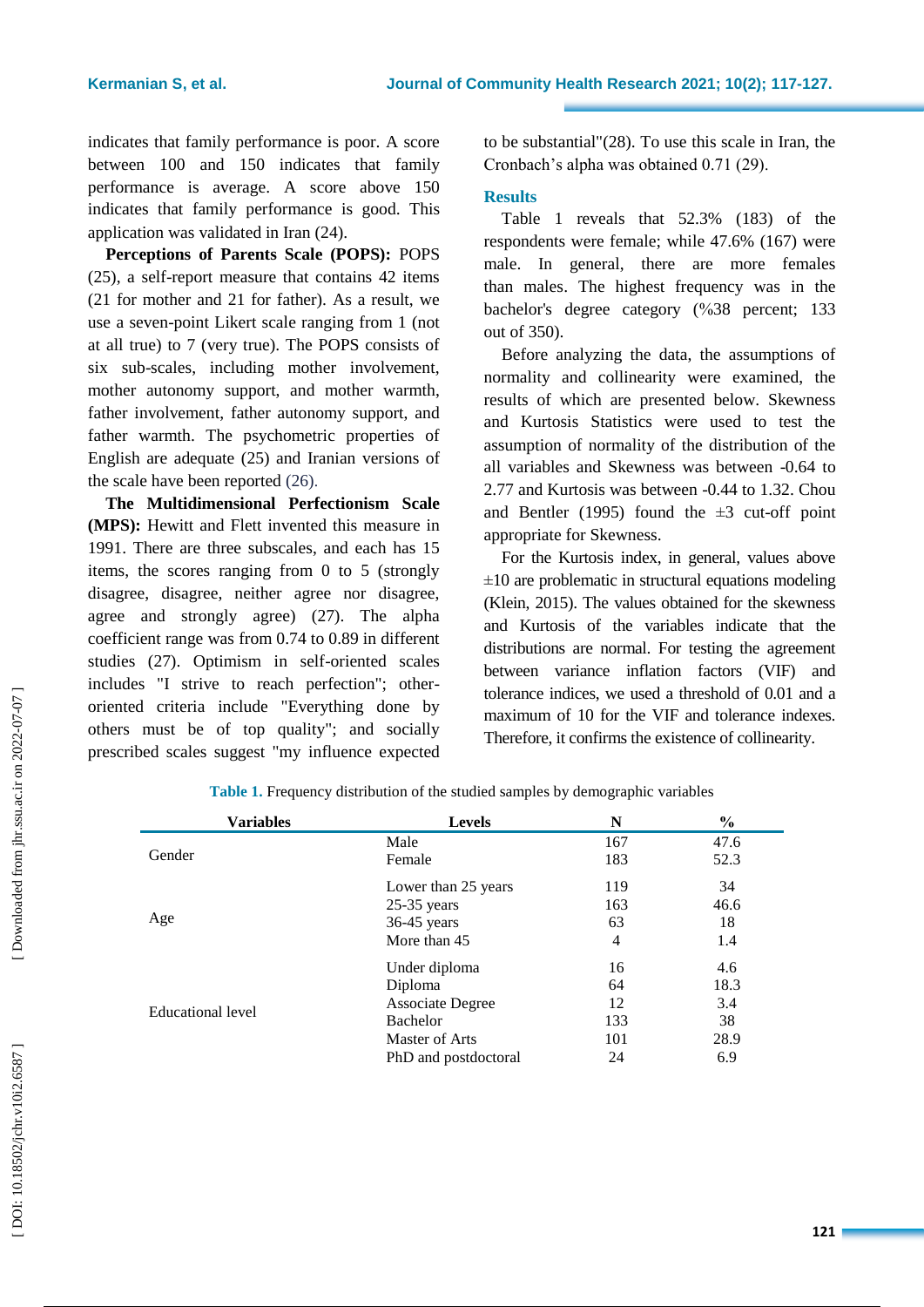indicates that family performance is poor. A score between 100 and 150 indicates that family performance is average. A score above 150 indicates that family performance is good. This application was validated in Iran (24).

**Perceptions of Parents Scale (POPS):** POPS (25), a self-report measure that contains 42 items (21 for mother and 21 for father). As a result, we use a seven-point Likert scale ranging from 1 (not at all true) to 7 (very true). The POPS consists of six sub-scales, including mother involvement, mother autonomy support, and mother warmth, father involvement, father autonomy support, and father warmth. The psychometric properties of English are adequate (25) and Iranian versions of the scale have been reported (26).

**The Multidimensional Perfectionism Scale (MPS):** Hewitt and Flett invented this measure in 1991. There are three subscales, and each has 15 items, the scores ranging from 0 to 5 (strongly disagree, disagree, neither agree nor disagree, agree and strongly agree) (27). The alpha coefficient range was from 0.74 to 0.89 in different studies (27). Optimism in self-oriented scales includes "I strive to reach perfection"; other-oriented criteria include "Everything done by others must be of top quality"; and socially prescribed scales suggest "my influence expected to be substantial"(28). To use this scale in Iran, the Cronbach's alpha was obtained 0.71 (29).

## Results

Table 1 reveals that 52.3% (183) of the respondents were female; while 47.6% (167) were male. In general, there are more females than males. The highest frequency was in the bachelor's degree category (%38 percent; 133 out of 350).

Before analyzing the data, the assumptions of normality and collinearity were examined, the results of which are presented below. Skewness and Kurtosis Statistics were used to test the assumption of normality of the distribution of the all variables and Skewness was between -0.64 to 2.77 and Kurtosis was between -0.44 to 1.32. Chou and Bentler (1995) found the ±3 cut-off point appropriate for Skewness.

For the Kurtosis index, in general, values above ±10 are problematic in structural equations modeling (Klein, 2015). The values obtained for the skewness and Kurtosis of the variables indicate that the distributions are normal. For testing the agreement between variance inflation factors (VIF) and tolerance indices, we used a threshold of 0.01 and a maximum of 10 for the VIF and tolerance indexes. Therefore, it confirms the existence of collinearity.

**Table 1.** Frequency distribution of the studied samples by demographic variables

| Variables | Levels | N | % |
|---|---|---|---|
| Gender | Male | 167 | 47.6 |
| | Female | 183 | 52.3 |
| Age | Lower than 25 years | 119 | 34 |
| | 25-35 years | 163 | 46.6 |
| | 36-45 years | 63 | 18 |
| | More than 45 | 4 | 1.4 |
| Educational level | Under diploma | 16 | 4.6 |
| | Diploma | 64 | 18.3 |
| | Associate Degree | 12 | 3.4 |
| | Bachelor | 133 | 38 |
| | Master of Arts | 101 | 28.9 |
| | PhD and postdoctoral | 24 | 6.9 |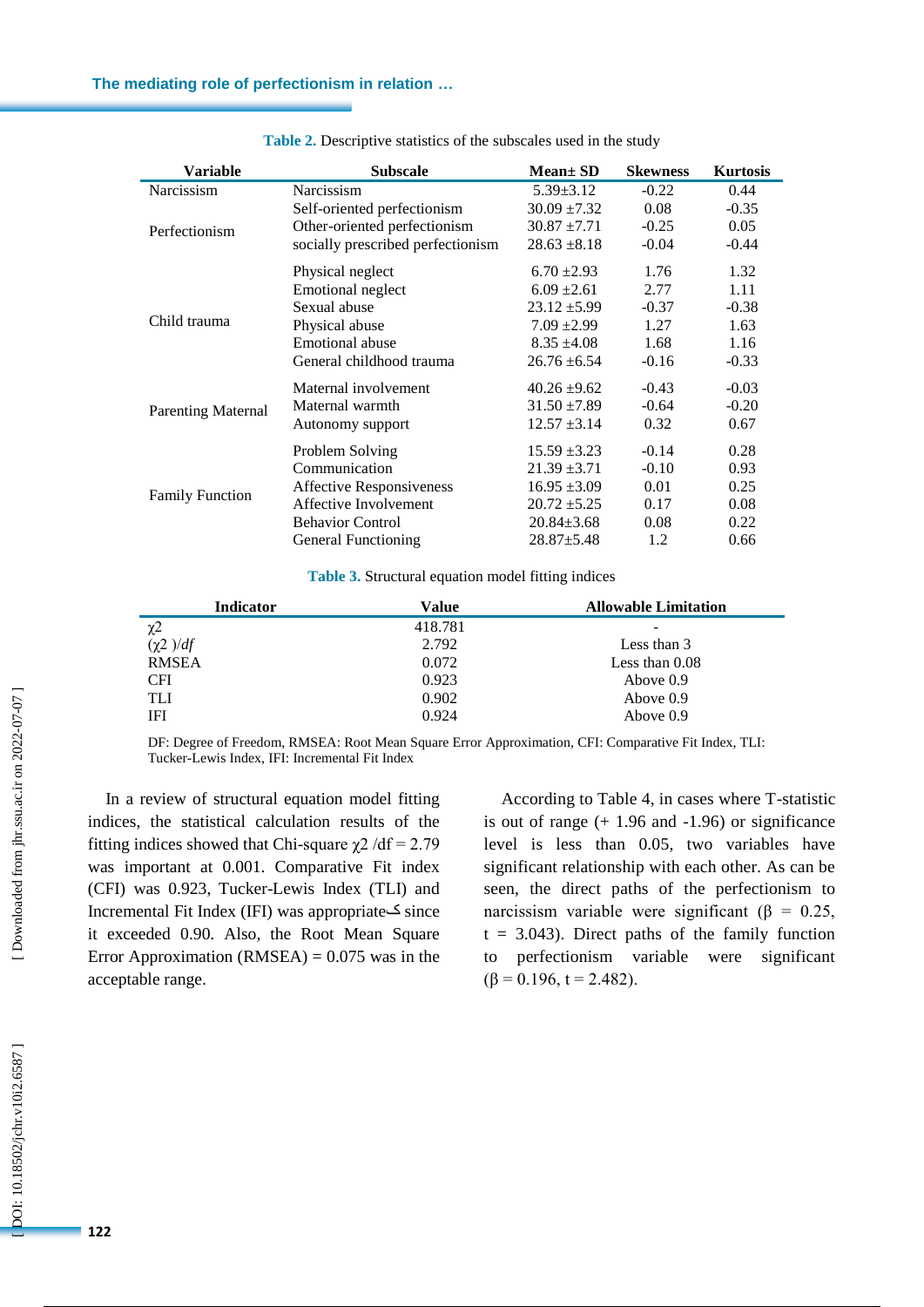**Table 2.** Descriptive statistics of the subscales used in the study

| Variable | Subscale | Mean± SD | Skewness | Kurtosis |
|---|---|---|---|---|
| Narcissism | Narcissism | 5.39±3.12 | -0.22 | 0.44 |
| Perfectionism | Self-oriented perfectionism | 30.09 ±7.32 | 0.08 | -0.35 |
| | Other-oriented perfectionism | 30.87 ±7.71 | -0.25 | 0.05 |
| | socially prescribed perfectionism | 28.63 ±8.18 | -0.04 | -0.44 |
| Child trauma | Physical neglect | 6.70 ±2.93 | 1.76 | 1.32 |
| | Emotional neglect | 6.09 ±2.61 | 2.77 | 1.11 |
| | Sexual abuse | 23.12 ±5.99 | -0.37 | -0.38 |
| | Physical abuse | 7.09 ±2.99 | 1.27 | 1.63 |
| | Emotional abuse | 8.35 ±4.08 | 1.68 | 1.16 |
| | General childhood trauma | 26.76 ±6.54 | -0.16 | -0.33 |
| Parenting Maternal | Maternal involvement | 40.26 ±9.62 | -0.43 | -0.03 |
| | Maternal warmth | 31.50 ±7.89 | -0.64 | -0.20 |
| | Autonomy support | 12.57 ±3.14 | 0.32 | 0.67 |
| Family Function | Problem Solving | 15.59 ±3.23 | -0.14 | 0.28 |
| | Communication | 21.39 ±3.71 | -0.10 | 0.93 |
| | Affective Responsiveness | 16.95 ±3.09 | 0.01 | 0.25 |
| | Affective Involvement | 20.72 ±5.25 | 0.17 | 0.08 |
| | Behavior Control | 20.84±3.68 | 0.08 | 0.22 |
| | General Functioning | 28.87±5.48 | 1.2 | 0.66 |

**Table 3.** Structural equation model fitting indices

| Indicator | Value | Allowable Limitation |
|---|---|---|
| $\chi 2$ | 418.781 | - |
| $(\chi 2)/df$ | 2.792 | Less than 3 |
| RMSEA | 0.072 | Less than 0.08 |
| CFI | 0.923 | Above 0.9 |
| TLI | 0.902 | Above 0.9 |
| IFI | 0.924 | Above 0.9 |

DF: Degree of Freedom, RMSEA: Root Mean Square Error Approximation, CFI: Comparative Fit Index, TLI: Tucker-Lewis Index, IFI: Incremental Fit Index

In a review of structural equation model fitting indices, the statistical calculation results of the fitting indices showed that Chi-square $\chi 2$ /df = 2.79 was important at 0.001. Comparative Fit index (CFI) was 0.923, Tucker-Lewis Index (TLI) and Incremental Fit Index (IFI) was appropriateک since it exceeded 0.90. Also, the Root Mean Square Error Approximation (RMSEA) = 0.075 was in the acceptable range.

According to Table 4, in cases where T-statistic is out of range (+ 1.96 and -1.96) or significance level is less than 0.05, two variables have significant relationship with each other. As can be seen, the direct paths of the perfectionism to narcissism variable were significant ($\beta$ = 0.25, t = 3.043). Direct paths of the family function to perfectionism variable were significant ($\beta$ = 0.196, t = 2.482).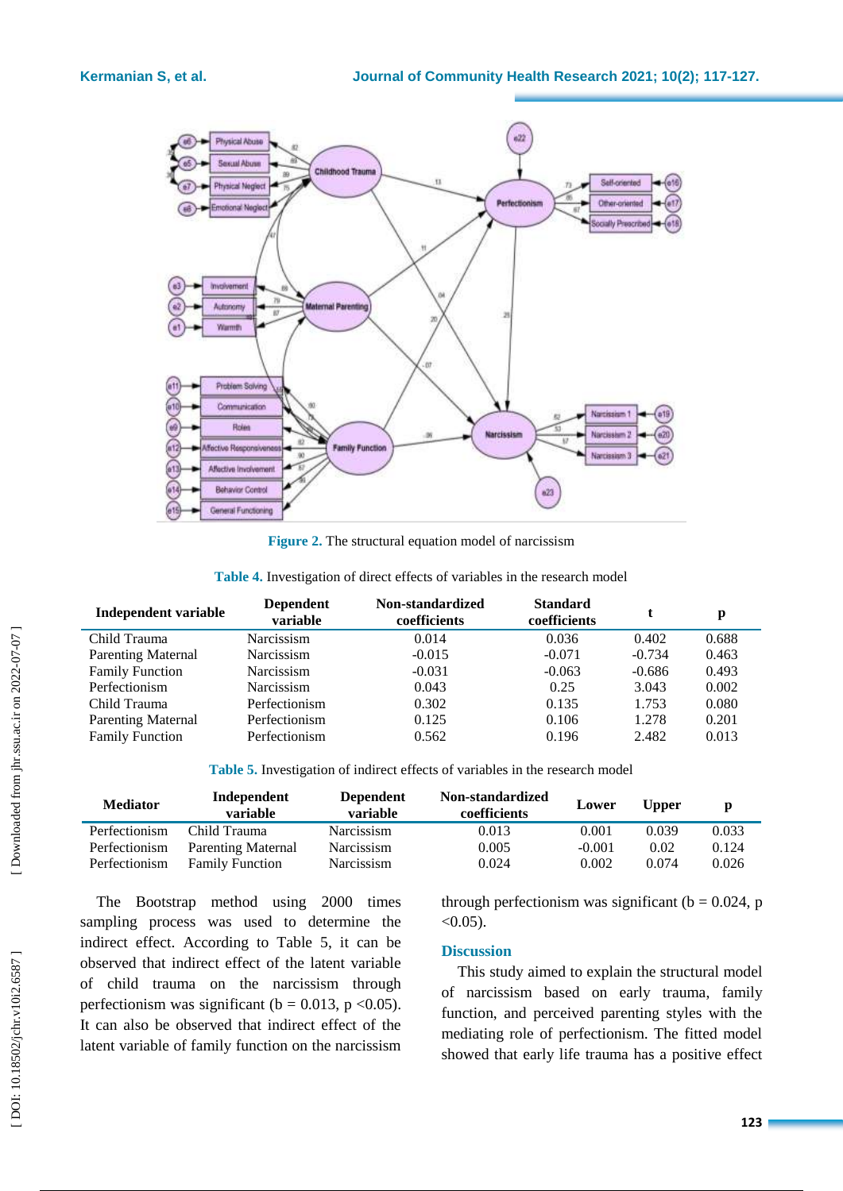Figure 2. The structural equation model of narcissism

Table 4. Investigation of direct effects of variables in the research model

| Independent variable | Dependent variable | Non-standardized coefficients | Standard coefficients | t | p |
|---|---|---|---|---|---|
| Child Trauma | Narcissism | 0.014 | 0.036 | 0.402 | 0.688 |
| Parenting Maternal | Narcissism | -0.015 | -0.071 | -0.734 | 0.463 |
| Family Function | Narcissism | -0.031 | -0.063 | -0.686 | 0.493 |
| Perfectionism | Narcissism | 0.043 | 0.25 | 3.043 | 0.002 |
| Child Trauma | Perfectionism | 0.302 | 0.135 | 1.753 | 0.080 |
| Parenting Maternal | Perfectionism | 0.125 | 0.106 | 1.278 | 0.201 |
| Family Function | Perfectionism | 0.562 | 0.196 | 2.482 | 0.013 |

Table 5. Investigation of indirect effects of variables in the research model

| Mediator | Independent variable | Dependent variable | Non-standardized coefficients | Lower | Upper | p |
|---|---|---|---|---|---|---|
| Perfectionism | Child Trauma | Narcissism | 0.013 | 0.001 | 0.039 | 0.033 |
| Perfectionism | Parenting Maternal | Narcissism | 0.005 | -0.001 | 0.02 | 0.124 |
| Perfectionism | Family Function | Narcissism | 0.024 | 0.002 | 0.074 | 0.026 |

The Bootstrap method using 2000 times sampling process was used to determine the indirect effect. According to Table 5, it can be observed that indirect effect of the latent variable of child trauma on the narcissism through perfectionism was significant (b = 0.013, $p < 0.05$). It can also be observed that indirect effect of the latent variable of family function on the narcissism through perfectionism was significant (b = 0.024, $p < 0.05$).

## Discussion

This study aimed to explain the structural model of narcissism based on early trauma, family function, and perceived parenting styles with the mediating role of perfectionism. The fitted model showed that early life trauma has a positive effect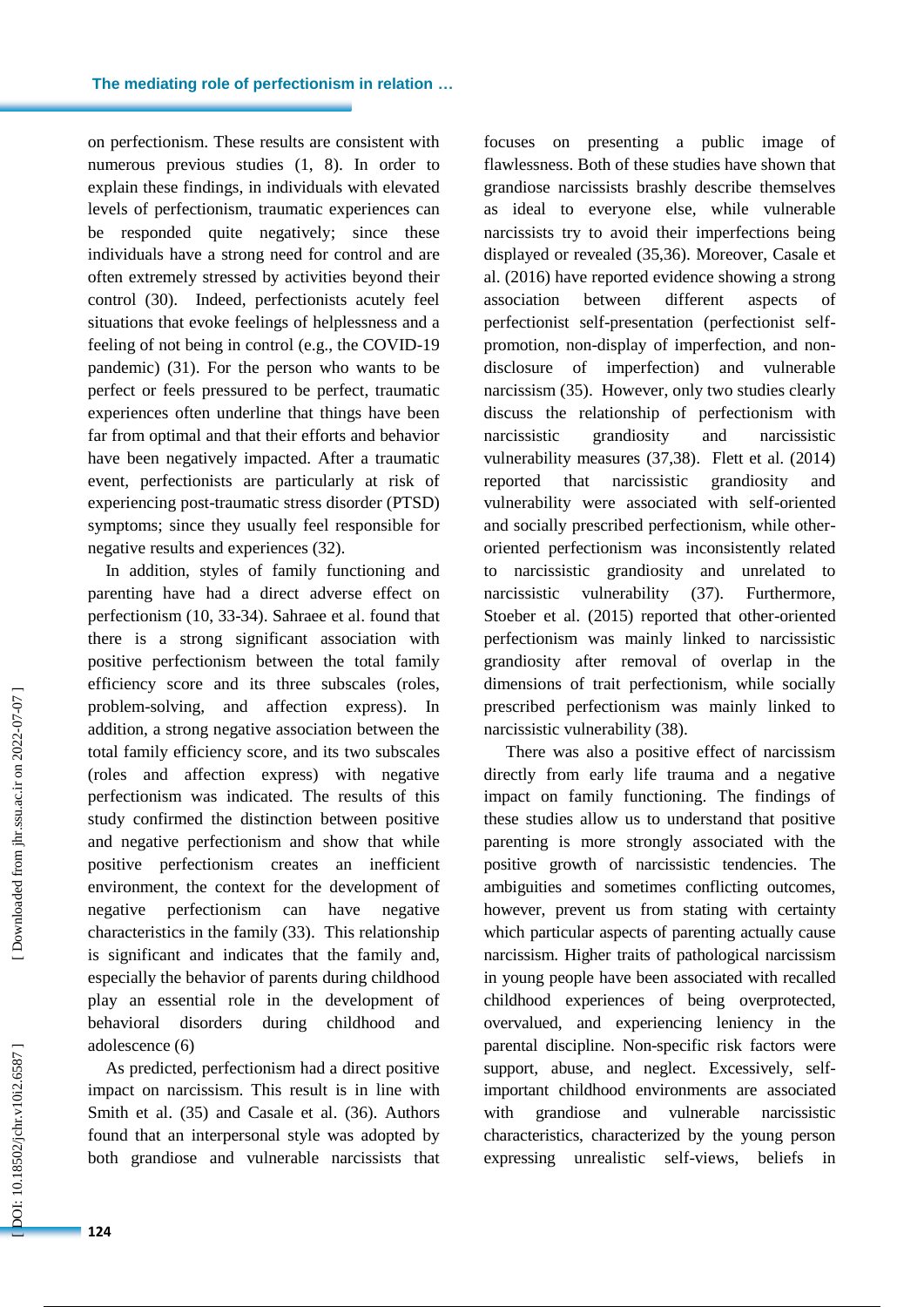on perfectionism. These results are consistent with numerous previous studies (1, 8). In order to explain these findings, in individuals with elevated levels of perfectionism, traumatic experiences can be responded quite negatively; since these individuals have a strong need for control and are often extremely stressed by activities beyond their control (30). Indeed, perfectionists acutely feel situations that evoke feelings of helplessness and a feeling of not being in control (e.g., the COVID-19 pandemic) (31). For the person who wants to be perfect or feels pressured to be perfect, traumatic experiences often underline that things have been far from optimal and that their efforts and behavior have been negatively impacted. After a traumatic event, perfectionists are particularly at risk of experiencing post-traumatic stress disorder (PTSD) symptoms; since they usually feel responsible for negative results and experiences (32).

In addition, styles of family functioning and parenting have had a direct adverse effect on perfectionism (10, 33-34). Sahraee et al. found that there is a strong significant association with positive perfectionism between the total family efficiency score and its three subscales (roles, problem-solving, and affection express). In addition, a strong negative association between the total family efficiency score, and its two subscales (roles and affection express) with negative perfectionism was indicated. The results of this study confirmed the distinction between positive and negative perfectionism and show that while positive perfectionism creates an inefficient environment, the context for the development of negative perfectionism can have negative characteristics in the family (33). This relationship is significant and indicates that the family and, especially the behavior of parents during childhood play an essential role in the development of behavioral disorders during childhood and adolescence (6)

As predicted, perfectionism had a direct positive impact on narcissism. This result is in line with Smith et al. (35) and Casale et al. (36). Authors found that an interpersonal style was adopted by both grandiose and vulnerable narcissists that focuses on presenting a public image of flawlessness. Both of these studies have shown that grandiose narcissists brashly describe themselves as ideal to everyone else, while vulnerable narcissists try to avoid their imperfections being displayed or revealed (35,36). Moreover, Casale et al. (2016) have reported evidence showing a strong association between different aspects of perfectionist self-presentation (perfectionist self-promotion, non-display of imperfection, and non-disclosure of imperfection) and vulnerable narcissism (35). However, only two studies clearly discuss the relationship of perfectionism with narcissistic grandiosity and narcissistic vulnerability measures (37,38). Flett et al. (2014) reported that narcissistic grandiosity and vulnerability were associated with self-oriented and socially prescribed perfectionism, while other-oriented perfectionism was inconsistently related to narcissistic grandiosity and unrelated to narcissistic vulnerability (37). Furthermore, Stoeber et al. (2015) reported that other-oriented perfectionism was mainly linked to narcissistic grandiosity after removal of overlap in the dimensions of trait perfectionism, while socially prescribed perfectionism was mainly linked to narcissistic vulnerability (38).

There was also a positive effect of narcissism directly from early life trauma and a negative impact on family functioning. The findings of these studies allow us to understand that positive parenting is more strongly associated with the positive growth of narcissistic tendencies. The ambiguities and sometimes conflicting outcomes, however, prevent us from stating with certainty which particular aspects of parenting actually cause narcissism. Higher traits of pathological narcissism in young people have been associated with recalled childhood experiences of being overprotected, overvalued, and experiencing leniency in the parental discipline. Non-specific risk factors were support, abuse, and neglect. Excessively, self-important childhood environments are associated with grandiose and vulnerable narcissistic characteristics, characterized by the young person expressing unrealistic self-views, beliefs in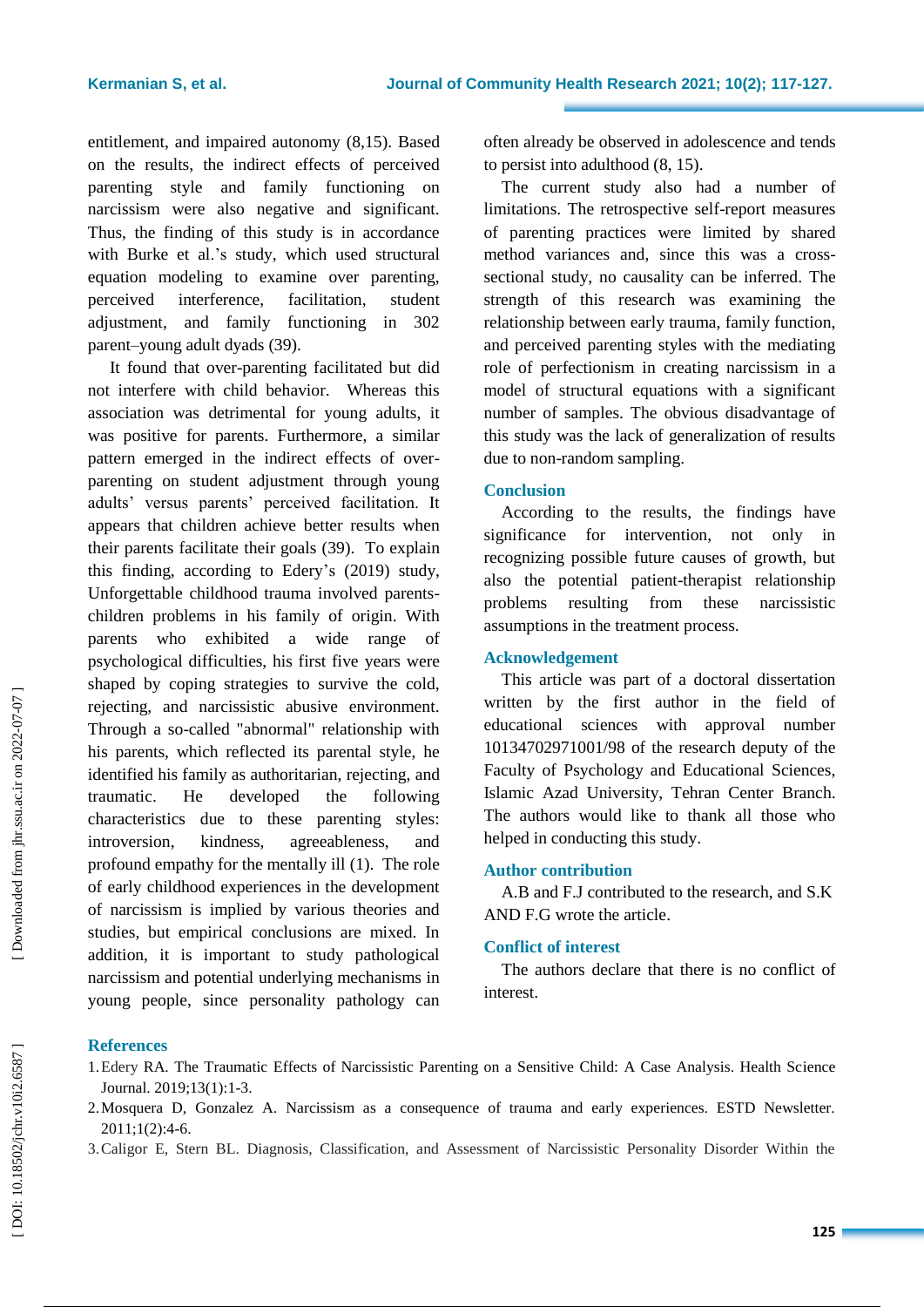entitlement, and impaired autonomy (8,15). Based on the results, the indirect effects of perceived parenting style and family functioning on narcissism were also negative and significant. Thus, the finding of this study is in accordance with Burke et al.'s study, which used structural equation modeling to examine over parenting, perceived interference, facilitation, student adjustment, and family functioning in 302 parent–young adult dyads (39).

It found that over-parenting facilitated but did not interfere with child behavior. Whereas this association was detrimental for young adults, it was positive for parents. Furthermore, a similar pattern emerged in the indirect effects of over-parenting on student adjustment through young adults' versus parents' perceived facilitation. It appears that children achieve better results when their parents facilitate their goals (39). To explain this finding, according to Edery's (2019) study, Unforgettable childhood trauma involved parents-children problems in his family of origin. With parents who exhibited a wide range of psychological difficulties, his first five years were shaped by coping strategies to survive the cold, rejecting, and narcissistic abusive environment. Through a so-called "abnormal" relationship with his parents, which reflected its parental style, he identified his family as authoritarian, rejecting, and traumatic. He developed the following characteristics due to these parenting styles: introversion, kindness, agreeableness, and profound empathy for the mentally ill (1). The role of early childhood experiences in the development of narcissism is implied by various theories and studies, but empirical conclusions are mixed. In addition, it is important to study pathological narcissism and potential underlying mechanisms in young people, since personality pathology can often already be observed in adolescence and tends to persist into adulthood (8, 15).

The current study also had a number of limitations. The retrospective self-report measures of parenting practices were limited by shared method variances and, since this was a cross-sectional study, no causality can be inferred. The strength of this research was examining the relationship between early trauma, family function, and perceived parenting styles with the mediating role of perfectionism in creating narcissism in a model of structural equations with a significant number of samples. The obvious disadvantage of this study was the lack of generalization of results due to non-random sampling.

## Conclusion

According to the results, the findings have significance for intervention, not only in recognizing possible future causes of growth, but also the potential patient-therapist relationship problems resulting from these narcissistic assumptions in the treatment process.

## Acknowledgement

This article was part of a doctoral dissertation written by the first author in the field of educational sciences with approval number 10134702971001/98 of the research deputy of the Faculty of Psychology and Educational Sciences, Islamic Azad University, Tehran Center Branch. The authors would like to thank all those who helped in conducting this study.

## Author contribution

A.B and F.J contributed to the research, and S.K AND F.G wrote the article.

## Conflict of interest

The authors declare that there is no conflict of interest.

## References

1. Edery RA. The Traumatic Effects of Narcissistic Parenting on a Sensitive Child: A Case Analysis. Health Science Journal. 2019;13(1):1-3.
2. Mosquera D, Gonzalez A. Narcissism as a consequence of trauma and early experiences. ESTD Newsletter. 2011;1(2):4-6.
3. Caligor E, Stern BL. Diagnosis, Classification, and Assessment of Narcissistic Personality Disorder Within the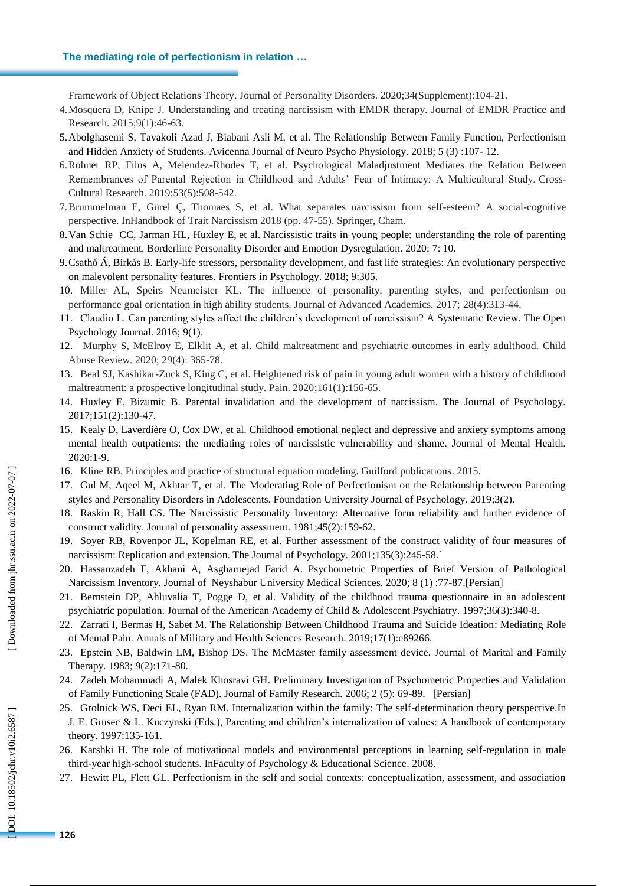Framework of Object Relations Theory. Journal of Personality Disorders. 2020;34(Supplement):104-21.

4. Mosquera D, Knipe J. Understanding and treating narcissism with EMDR therapy. Journal of EMDR Practice and Research. 2015;9(1):46-63.
5. Abolghasemi S, Tavakoli Azad J, Biabani Asli M, et al. The Relationship Between Family Function, Perfectionism and Hidden Anxiety of Students. Avicenna Journal of Neuro Psycho Physiology. 2018; 5 (3) :107- 12.
6. Rohner RP, Filus A, Melendez-Rhodes T, et al. Psychological Maladjustment Mediates the Relation Between Remembrances of Parental Rejection in Childhood and Adults' Fear of Intimacy: A Multicultural Study. Cross-Cultural Research. 2019;53(5):508-542.
7. Brummelman E, Gürel Ç, Thomaes S, et al. What separates narcissism from self-esteem? A social-cognitive perspective. InHandbook of Trait Narcissism 2018 (pp. 47-55). Springer, Cham.
8. Van Schie CC, Jarman HL, Huxley E, et al. Narcissistic traits in young people: understanding the role of parenting and maltreatment. Borderline Personality Disorder and Emotion Dysregulation. 2020; 7: 10.
9. Csathó Á, Birkás B. Early-life stressors, personality development, and fast life strategies: An evolutionary perspective on malevolent personality features. Frontiers in Psychology. 2018; 9:305.
10. Miller AL, Speirs Neumeister KL. The influence of personality, parenting styles, and perfectionism on performance goal orientation in high ability students. Journal of Advanced Academics. 2017; 28(4):313-44.
11. Claudio L. Can parenting styles affect the children's development of narcissism? A Systematic Review. The Open Psychology Journal. 2016; 9(1).
12. Murphy S, McElroy E, Elklit A, et al. Child maltreatment and psychiatric outcomes in early adulthood. Child Abuse Review. 2020; 29(4): 365-78.
13. Beal SJ, Kashikar-Zuck S, King C, et al. Heightened risk of pain in young adult women with a history of childhood maltreatment: a prospective longitudinal study. Pain. 2020;161(1):156-65.
14. Huxley E, Bizumic B. Parental invalidation and the development of narcissism. The Journal of Psychology. 2017;151(2):130-47.
15. Kealy D, Laverdière O, Cox DW, et al. Childhood emotional neglect and depressive and anxiety symptoms among mental health outpatients: the mediating roles of narcissistic vulnerability and shame. Journal of Mental Health. 2020:1-9.
16. Kline RB. Principles and practice of structural equation modeling. Guilford publications. 2015.
17. Gul M, Aqeel M, Akhtar T, et al. The Moderating Role of Perfectionism on the Relationship between Parenting styles and Personality Disorders in Adolescents. Foundation University Journal of Psychology. 2019;3(2).
18. Raskin R, Hall CS. The Narcissistic Personality Inventory: Alternative form reliability and further evidence of construct validity. Journal of personality assessment. 1981;45(2):159-62.
19. Soyer RB, Rovenpor JL, Kopelman RE, et al. Further assessment of the construct validity of four measures of narcissism: Replication and extension. The Journal of Psychology. 2001;135(3):245-58.`
20. Hassanzadeh F, Akhani A, Asgharnejad Farid A. Psychometric Properties of Brief Version of Pathological Narcissism Inventory. Journal of Neyshabur University Medical Sciences. 2020; 8 (1) :77-87.[Persian]
21. Bernstein DP, Ahluvalia T, Pogge D, et al. Validity of the childhood trauma questionnaire in an adolescent psychiatric population. Journal of the American Academy of Child & Adolescent Psychiatry. 1997;36(3):340-8.
22. Zarrati I, Bermas H, Sabet M. The Relationship Between Childhood Trauma and Suicide Ideation: Mediating Role of Mental Pain. Annals of Military and Health Sciences Research. 2019;17(1):e89266.
23. Epstein NB, Baldwin LM, Bishop DS. The McMaster family assessment device. Journal of Marital and Family Therapy. 1983; 9(2):171-80.
24. Zadeh Mohammadi A, Malek Khosravi GH. Preliminary Investigation of Psychometric Properties and Validation of Family Functioning Scale (FAD). Journal of Family Research. 2006; 2 (5): 69-89. [Persian]
25. Grolnick WS, Deci EL, Ryan RM. Internalization within the family: The self-determination theory perspective.In J. E. Grusec & L. Kuczynski (Eds.), Parenting and children's internalization of values: A handbook of contemporary theory. 1997:135-161.
26. Karshki H. The role of motivational models and environmental perceptions in learning self-regulation in male third-year high-school students. InFaculty of Psychology & Educational Science. 2008.
27. Hewitt PL, Flett GL. Perfectionism in the self and social contexts: conceptualization, assessment, and association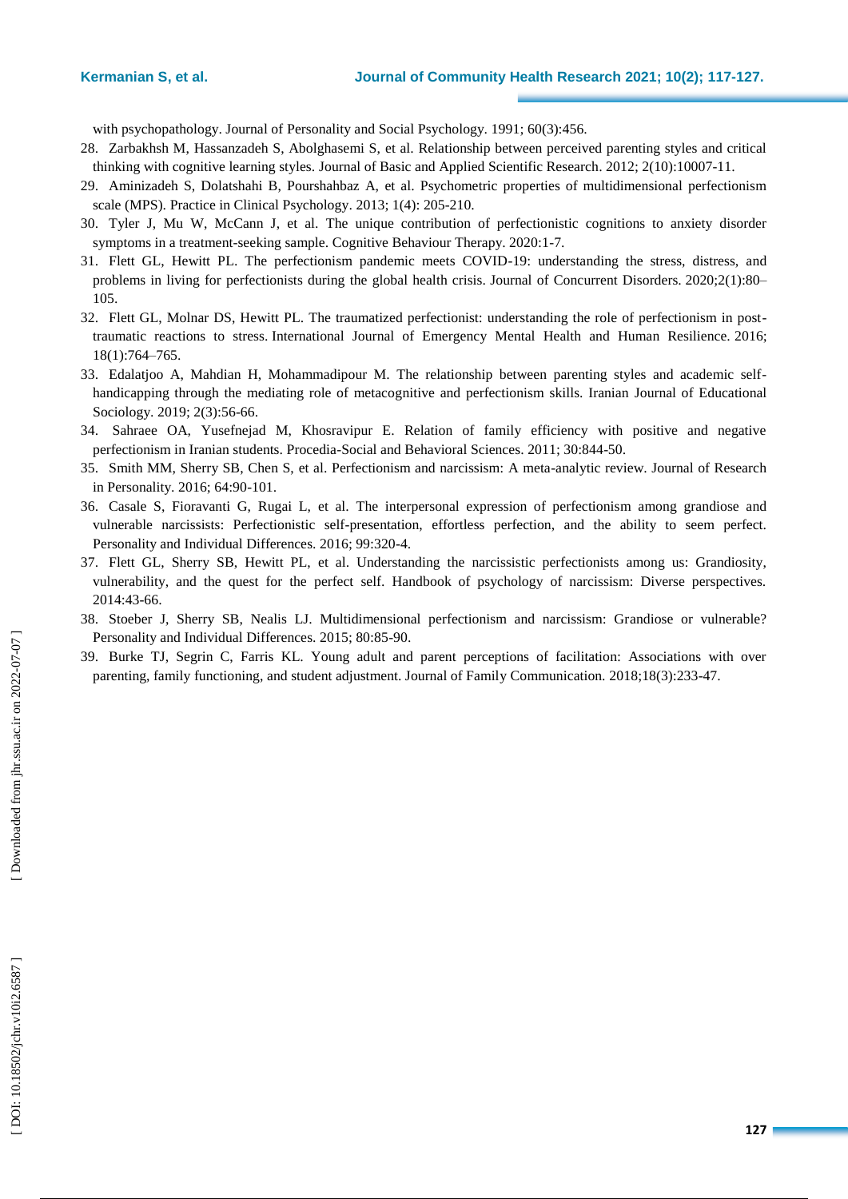with psychopathology. Journal of Personality and Social Psychology. 1991; 60(3):456.

28. Zarbakhsh M, Hassanzadeh S, Abolghasemi S, et al. Relationship between perceived parenting styles and critical thinking with cognitive learning styles. Journal of Basic and Applied Scientific Research. 2012; 2(10):10007-11.
29. Aminizadeh S, Dolatshahi B, Pourshahbaz A, et al. Psychometric properties of multidimensional perfectionism scale (MPS). Practice in Clinical Psychology. 2013; 1(4): 205-210.
30. Tyler J, Mu W, McCann J, et al. The unique contribution of perfectionistic cognitions to anxiety disorder symptoms in a treatment-seeking sample. Cognitive Behaviour Therapy. 2020:1-7.
31. Flett GL, Hewitt PL. The perfectionism pandemic meets COVID-19: understanding the stress, distress, and problems in living for perfectionists during the global health crisis. Journal of Concurrent Disorders. 2020;2(1):80–105.
32. Flett GL, Molnar DS, Hewitt PL. The traumatized perfectionist: understanding the role of perfectionism in post-traumatic reactions to stress. International Journal of Emergency Mental Health and Human Resilience. 2016; 18(1):764–765.
33. Edalatjoo A, Mahdian H, Mohammadipour M. The relationship between parenting styles and academic self-handicapping through the mediating role of metacognitive and perfectionism skills. Iranian Journal of Educational Sociology. 2019; 2(3):56-66.
34. Sahraee OA, Yusefnejad M, Khosravipur E. Relation of family efficiency with positive and negative perfectionism in Iranian students. Procedia-Social and Behavioral Sciences. 2011; 30:844-50.
35. Smith MM, Sherry SB, Chen S, et al. Perfectionism and narcissism: A meta-analytic review. Journal of Research in Personality. 2016; 64:90-101.
36. Casale S, Fioravanti G, Rugai L, et al. The interpersonal expression of perfectionism among grandiose and vulnerable narcissists: Perfectionistic self-presentation, effortless perfection, and the ability to seem perfect. Personality and Individual Differences. 2016; 99:320-4.
37. Flett GL, Sherry SB, Hewitt PL, et al. Understanding the narcissistic perfectionists among us: Grandiosity, vulnerability, and the quest for the perfect self. Handbook of psychology of narcissism: Diverse perspectives. 2014:43-66.
38. Stoeber J, Sherry SB, Nealis LJ. Multidimensional perfectionism and narcissism: Grandiose or vulnerable? Personality and Individual Differences. 2015; 80:85-90.
39. Burke TJ, Segrin C, Farris KL. Young adult and parent perceptions of facilitation: Associations with over parenting, family functioning, and student adjustment. Journal of Family Communication. 2018;18(3):233-47.